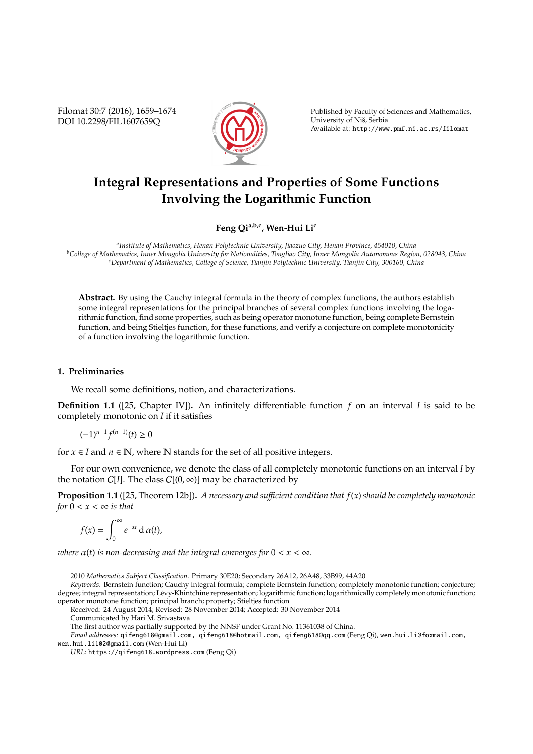# Integral Representations and Properties of Some Functions Involving the Logarithmic Function

**Feng Qi**[a,b,c], **Wen-Hui Li**[c]

[a]*Institute of Mathematics, Henan Polytechnic University, Jiaozuo City, Henan Province, 454010, China*
[b]*College of Mathematics, Inner Mongolia University for Nationalities, Tongliao City, Inner Mongolia Autonomous Region, 028043, China*
[c]*Department of Mathematics, College of Science, Tianjin Polytechnic University, Tianjin City, 300160, China*

**Abstract.** By using the Cauchy integral formula in the theory of complex functions, the authors establish some integral representations for the principal branches of several complex functions involving the logarithmic function, find some properties, such as being operator monotone function, being complete Bernstein function, and being Stieltjes function, for these functions, and verify a conjecture on complete monotonicity of a function involving the logarithmic function.

## 1. Preliminaries

We recall some definitions, notion, and characterizations.

**Definition 1.1** ([25, Chapter IV])**.** An infinitely differentiable function $f$ on an interval $I$ is said to be completely monotonic on $I$ if it satisfies

$$(-1)^{n-1} f^{(n-1)}(t) \geq 0$$

for $x \in I$ and $n \in \mathbb{N}$, where $\mathbb{N}$ stands for the set of all positive integers.

For our own convenience, we denote the class of all completely monotonic functions on an interval $I$ by the notation $\mathcal{C}[I]$. The class $\mathcal{C}[(0, \infty)]$ may be characterized by

**Proposition 1.1** ([25, Theorem 12b])**.** *A necessary and sufficient condition that $f(x)$ should be completely monotonic for $0 < x < \infty$ is that*

$$f(x) = \int_0^\infty e^{-xt} \, \mathrm{d}\,\alpha(t),$$

*where $\alpha(t)$ is non-decreasing and the integral converges for $0 < x < \infty$.*

---

2010 *Mathematics Subject Classification.* Primary 30E20; Secondary 26A12, 26A48, 33B99, 44A20

*Keywords.* Bernstein function; Cauchy integral formula; complete Bernstein function; completely monotonic function; conjecture; degree; integral representation; Lévy-Khintchine representation; logarithmic function; logarithmically completely monotonic function; operator monotone function; principal branch; property; Stieltjes function

Received: 24 August 2014; Revised: 28 November 2014; Accepted: 30 November 2014

Communicated by Hari M. Srivastava

The first author was partially supported by the NNSF under Grant No. 11361038 of China.

*Email addresses:* qifeng618@gmail.com, qifeng618@hotmail.com, qifeng618@qq.com (Feng Qi), wen.hui.li@foxmail.com, wen.hui.li102@gmail.com (Wen-Hui Li)

*URL:* https://qifeng618.wordpress.com (Feng Qi)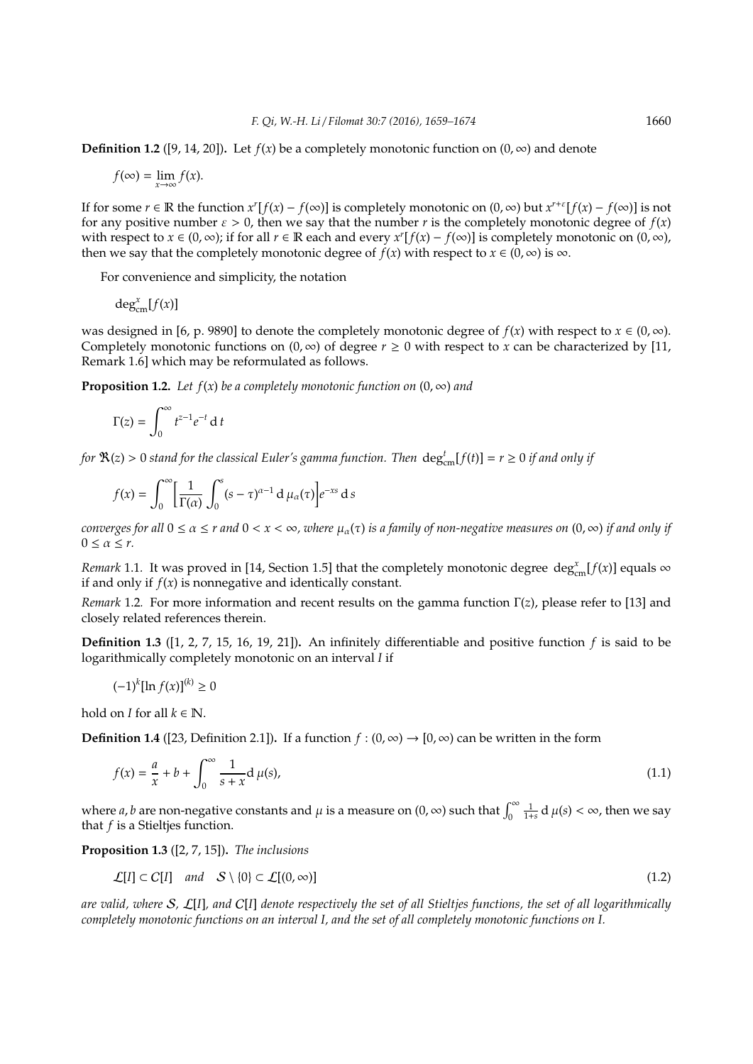**Definition 1.2** ([9, 14, 20])**.** Let $f(x)$ be a completely monotonic function on $(0,\infty)$ and denote

$$f(\infty)=\lim_{x\to\infty}f(x).$$

If for some $r\in\mathbb{R}$ the function $x^r[f(x)-f(\infty)]$ is completely monotonic on $(0,\infty)$ but $x^{r+\varepsilon}[f(x)-f(\infty)]$ is not for any positive number $\varepsilon>0$, then we say that the number $r$ is the completely monotonic degree of $f(x)$ with respect to $x\in(0,\infty)$; if for all $r\in\mathbb{R}$ each and every $x^r[f(x)-f(\infty)]$ is completely monotonic on $(0,\infty)$, then we say that the completely monotonic degree of $f(x)$ with respect to $x\in(0,\infty)$ is $\infty$.

For convenience and simplicity, the notation

$$\deg^x_{\text{cm}}[f(x)]$$

was designed in [6, p. 9890] to denote the completely monotonic degree of $f(x)$ with respect to $x\in(0,\infty)$. Completely monotonic functions on $(0,\infty)$ of degree $r\ge 0$ with respect to $x$ can be characterized by [11, Remark 1.6] which may be reformulated as follows.

**Proposition 1.2.** *Let $f(x)$ be a completely monotonic function on $(0,\infty)$ and*

$$\Gamma(z)=\int_0^\infty t^{z-1}e^{-t}\,\mathrm{d}\,t$$

*for $\Re(z)>0$ stand for the classical Euler's gamma function. Then $\deg^t_{\text{cm}}[f(t)]=r\ge 0$ if and only if*

$$f(x)=\int_0^\infty\biggl[\frac{1}{\Gamma(\alpha)}\int_0^s(s-\tau)^{\alpha-1}\,\mathrm{d}\,\mu_\alpha(\tau)\biggr]e^{-xs}\,\mathrm{d}\,s$$

*converges for all $0\le\alpha\le r$ and $0<x<\infty$, where $\mu_\alpha(\tau)$ is a family of non-negative measures on $(0,\infty)$ if and only if $0\le\alpha\le r$.*

*Remark* 1.1. It was proved in [14, Section 1.5] that the completely monotonic degree $\deg^x_{\text{cm}}[f(x)]$ equals $\infty$ if and only if $f(x)$ is nonnegative and identically constant.

*Remark* 1.2. For more information and recent results on the gamma function $\Gamma(z)$, please refer to [13] and closely related references therein.

**Definition 1.3** ([1, 2, 7, 15, 16, 19, 21])**.** An infinitely differentiable and positive function $f$ is said to be logarithmically completely monotonic on an interval $I$ if

$$(-1)^k[\ln f(x)]^{(k)}\ge 0$$

hold on $I$ for all $k\in\mathbb{N}$.

**Definition 1.4** ([23, Definition 2.1])**.** If a function $f:(0,\infty)\to[0,\infty)$ can be written in the form

$$f(x)=\frac{a}{x}+b+\int_0^\infty\frac{1}{s+x}\mathrm{d}\,\mu(s), \tag{1.1}$$

where $a,b$ are non-negative constants and $\mu$ is a measure on $(0,\infty)$ such that $\int_0^\infty\frac{1}{1+s}\,\mathrm{d}\,\mu(s)<\infty$, then we say that $f$ is a Stieltjes function.

**Proposition 1.3** ([2, 7, 15])**.** *The inclusions*

$$\mathcal{L}[I]\subset\mathcal{C}[I]\quad\text{and}\quad\mathcal{S}\setminus\{0\}\subset\mathcal{L}[(0,\infty)] \tag{1.2}$$

*are valid, where $\mathcal{S}$, $\mathcal{L}[I]$, and $\mathcal{C}[I]$ denote respectively the set of all Stieltjes functions, the set of all logarithmically completely monotonic functions on an interval $I$, and the set of all completely monotonic functions on $I$.*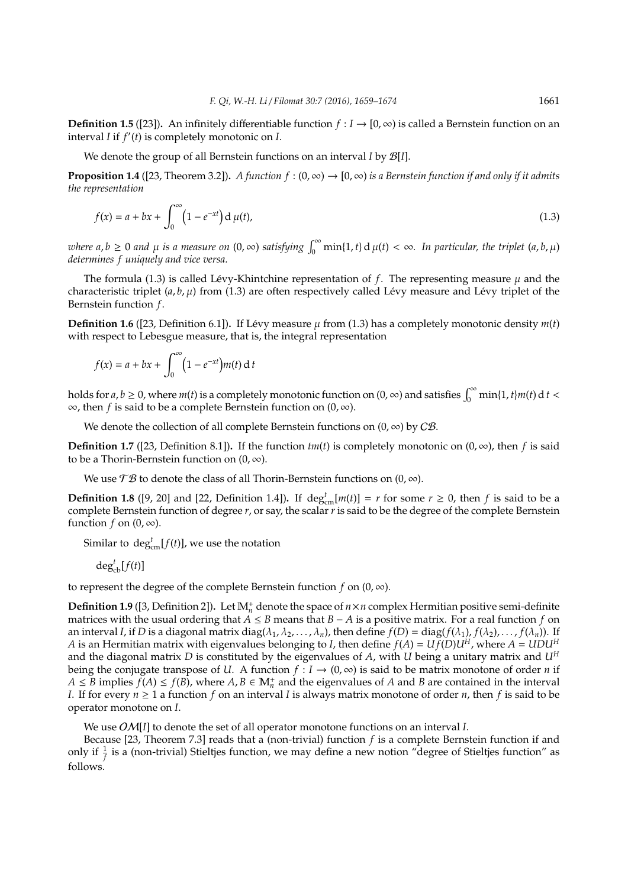**Definition 1.5** ([23]). An infinitely differentiable function $f : I \to [0, \infty)$ is called a Bernstein function on an interval $I$ if $f'(t)$ is completely monotonic on $I$.

We denote the group of all Bernstein functions on an interval $I$ by $\mathcal{B}[I]$.

**Proposition 1.4** ([23, Theorem 3.2]). *A function $f : (0, \infty) \to [0, \infty)$ is a Bernstein function if and only if it admits the representation*

$$f(x) = a + bx + \int_0^\infty \left(1 - e^{-xt}\right) \mathrm{d}\, \mu(t), \tag{1.3}$$

*where $a, b \ge 0$ and $\mu$ is a measure on $(0, \infty)$ satisfying $\int_0^\infty \min\{1, t\} \,\mathrm{d}\, \mu(t) < \infty$. In particular, the triplet $(a, b, \mu)$ determines $f$ uniquely and vice versa.*

The formula (1.3) is called Lévy-Khintchine representation of $f$. The representing measure $\mu$ and the characteristic triplet $(a, b, \mu)$ from (1.3) are often respectively called Lévy measure and Lévy triplet of the Bernstein function $f$.

**Definition 1.6** ([23, Definition 6.1]). If Lévy measure $\mu$ from (1.3) has a completely monotonic density $m(t)$ with respect to Lebesgue measure, that is, the integral representation

$$f(x) = a + bx + \int_0^\infty \left(1 - e^{-xt}\right) m(t) \,\mathrm{d}\, t$$

holds for $a, b \ge 0$, where $m(t)$ is a completely monotonic function on $(0, \infty)$ and satisfies $\int_0^\infty \min\{1, t\} m(t) \,\mathrm{d}\, t < \infty$, then $f$ is said to be a complete Bernstein function on $(0, \infty)$.

We denote the collection of all complete Bernstein functions on $(0, \infty)$ by $\mathcal{CB}$.

**Definition 1.7** ([23, Definition 8.1]). If the function $tm(t)$ is completely monotonic on $(0, \infty)$, then $f$ is said to be a Thorin-Bernstein function on $(0, \infty)$.

We use $\mathcal{TB}$ to denote the class of all Thorin-Bernstein functions on $(0, \infty)$.

**Definition 1.8** ([9, 20] and [22, Definition 1.4]). If $\deg^t_{\mathrm{cm}}[m(t)] = r$ for some $r \ge 0$, then $f$ is said to be a complete Bernstein function of degree $r$, or say, the scalar $r$ is said to be the degree of the complete Bernstein function $f$ on $(0, \infty)$.

Similar to $\deg^t_{\mathrm{cm}}[f(t)]$, we use the notation

$\deg^t_{\mathrm{cb}}[f(t)]$

to represent the degree of the complete Bernstein function $f$ on $(0, \infty)$.

**Definition 1.9** ([3, Definition 2]). Let $\mathbb{M}^+_n$ denote the space of $n \times n$ complex Hermitian positive semi-definite matrices with the usual ordering that $A \le B$ means that $B - A$ is a positive matrix. For a real function $f$ on an interval $I$, if $D$ is a diagonal matrix $\operatorname{diag}(\lambda_1, \lambda_2, \dots, \lambda_n)$, then define $f(D) = \operatorname{diag}(f(\lambda_1), f(\lambda_2), \dots, f(\lambda_n))$. If $A$ is an Hermitian matrix with eigenvalues belonging to $I$, then define $f(A) = Uf(D)U^H$, where $A = UDU^H$ and the diagonal matrix $D$ is constituted by the eigenvalues of $A$, with $U$ being a unitary matrix and $U^H$ being the conjugate transpose of $U$. A function $f : I \to (0, \infty)$ is said to be matrix monotone of order $n$ if $A \le B$ implies $f(A) \le f(B)$, where $A, B \in \mathbb{M}^+_n$ and the eigenvalues of $A$ and $B$ are contained in the interval $I$. If for every $n \ge 1$ a function $f$ on an interval $I$ is always matrix monotone of order $n$, then $f$ is said to be operator monotone on $I$.

We use $\mathcal{OM}[I]$ to denote the set of all operator monotone functions on an interval $I$.

Because [23, Theorem 7.3] reads that a (non-trivial) function $f$ is a complete Bernstein function if and only if $\frac{1}{f}$ is a (non-trivial) Stieltjes function, we may define a new notion "degree of Stieltjes function" as follows.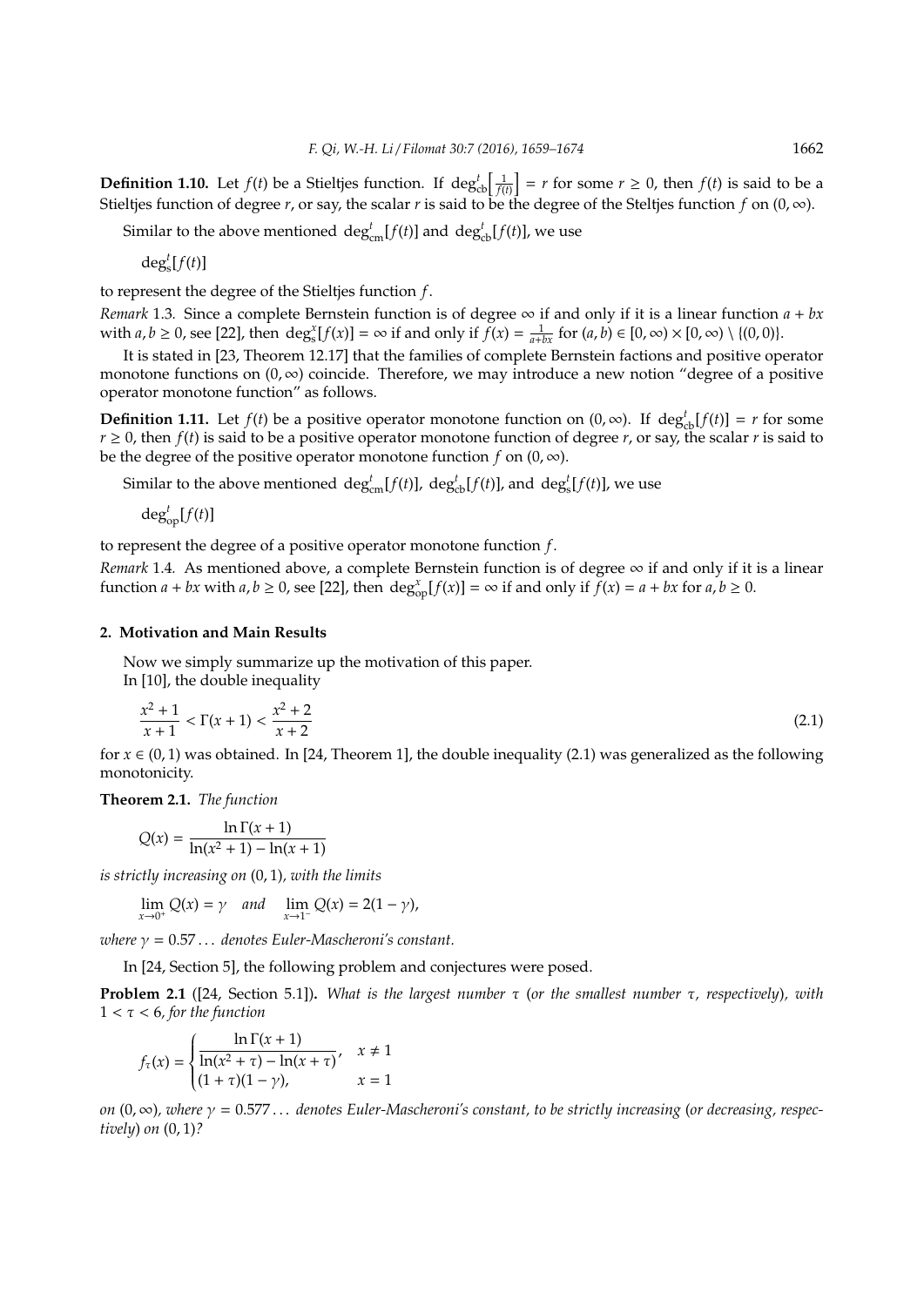**Definition 1.10.** Let $f(t)$ be a Stieltjes function. If $\deg^t_{\text{cb}}\Big[\frac{1}{f(t)}\Big] = r$ for some $r \ge 0$, then $f(t)$ is said to be a Stieltjes function of degree $r$, or say, the scalar $r$ is said to be the degree of the Steltjes function $f$ on $(0, \infty)$.

Similar to the above mentioned $\deg^t_{\text{cm}}[f(t)]$ and $\deg^t_{\text{cb}}[f(t)]$, we use

$\deg^t_{\text{s}}[f(t)]$

to represent the degree of the Stieltjes function $f$.

*Remark* 1.3. Since a complete Bernstein function is of degree $\infty$ if and only if it is a linear function $a + bx$ with $a, b \ge 0$, see [22], then $\deg^x_{\text{s}}[f(x)] = \infty$ if and only if $f(x) = \frac{1}{a+bx}$ for $(a, b) \in [0, \infty) \times [0, \infty) \setminus \{(0, 0)\}$.

It is stated in [23, Theorem 12.17] that the families of complete Bernstein factions and positive operator monotone functions on $(0, \infty)$ coincide. Therefore, we may introduce a new notion "degree of a positive operator monotone function" as follows.

**Definition 1.11.** Let $f(t)$ be a positive operator monotone function on $(0, \infty)$. If $\deg^t_{\text{cb}}[f(t)] = r$ for some $r \ge 0$, then $f(t)$ is said to be a positive operator monotone function of degree $r$, or say, the scalar $r$ is said to be the degree of the positive operator monotone function $f$ on $(0, \infty)$.

Similar to the above mentioned $\deg^t_{\text{cm}}[f(t)]$, $\deg^t_{\text{cb}}[f(t)]$, and $\deg^t_{\text{s}}[f(t)]$, we use

$\deg^t_{\text{op}}[f(t)]$

to represent the degree of a positive operator monotone function $f$.

*Remark* 1.4. As mentioned above, a complete Bernstein function is of degree $\infty$ if and only if it is a linear function $a + bx$ with $a, b \ge 0$, see [22], then $\deg^x_{\text{op}}[f(x)] = \infty$ if and only if $f(x) = a + bx$ for $a, b \ge 0$.

## 2. Motivation and Main Results

Now we simply summarize up the motivation of this paper.

In [10], the double inequality

$$\frac{x^2+1}{x+1} < \Gamma(x+1) < \frac{x^2+2}{x+2} \tag{2.1}$$

for $x \in (0, 1)$ was obtained. In [24, Theorem 1], the double inequality (2.1) was generalized as the following monotonicity.

**Theorem 2.1.** *The function*

$$Q(x) = \frac{\ln \Gamma(x+1)}{\ln(x^2+1) - \ln(x+1)}$$

*is strictly increasing on* $(0, 1)$, *with the limits*

$$\lim_{x\to 0^+} Q(x) = \gamma \quad \text{and} \quad \lim_{x\to 1^-} Q(x) = 2(1-\gamma),$$

*where* $\gamma = 0.57\dots$ *denotes Euler-Mascheroni's constant.*

In [24, Section 5], the following problem and conjectures were posed.

**Problem 2.1** ([24, Section 5.1])**.** *What is the largest number* $\tau$ (*or the smallest number* $\tau$, *respectively*), *with* $1 < \tau < 6$, *for the function*

$$f_\tau(x) = \begin{cases} \dfrac{\ln \Gamma(x+1)}{\ln(x^2+\tau) - \ln(x+\tau)}, & x \ne 1 \\ (1+\tau)(1-\gamma), & x = 1 \end{cases}$$

*on* $(0, \infty)$, *where* $\gamma = 0.577\dots$ *denotes Euler-Mascheroni's constant, to be strictly increasing* (*or decreasing, respectively*) *on* $(0, 1)$?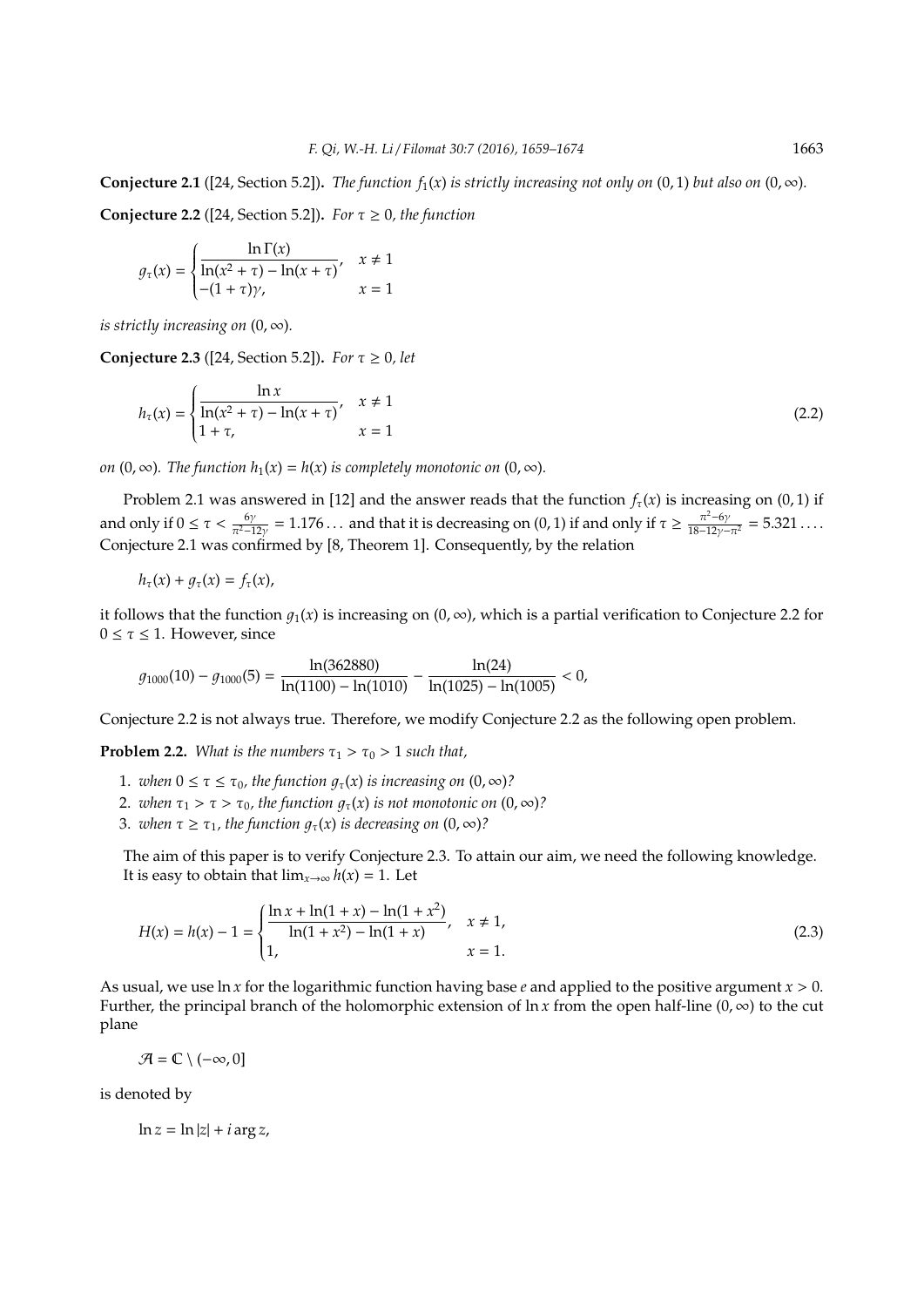**Conjecture 2.1** ([24, Section 5.2])**.** *The function $f_1(x)$ is strictly increasing not only on $(0,1)$ but also on $(0,\infty)$.*

**Conjecture 2.2** ([24, Section 5.2])**.** *For $\tau \ge 0$, the function*

$$
g_\tau(x) = \begin{cases} \dfrac{\ln \Gamma(x)}{\ln(x^2+\tau) - \ln(x+\tau)}, & x \ne 1 \\ -(1+\tau)\gamma, & x = 1 \end{cases}
$$

*is strictly increasing on $(0,\infty)$.*

**Conjecture 2.3** ([24, Section 5.2])**.** *For $\tau \ge 0$, let*

$$
h_\tau(x) = \begin{cases} \dfrac{\ln x}{\ln(x^2+\tau) - \ln(x+\tau)}, & x \ne 1 \\ 1+\tau, & x = 1 \end{cases} \tag{2.2}
$$

*on $(0,\infty)$. The function $h_1(x) = h(x)$ is completely monotonic on $(0,\infty)$.*

Problem 2.1 was answered in [12] and the answer reads that the function $f_\tau(x)$ is increasing on $(0,1)$ if and only if $0 \le \tau < \frac{6\gamma}{\pi^2 - 12\gamma} = 1.176\ldots$ and that it is decreasing on $(0,1)$ if and only if $\tau \ge \frac{\pi^2-6\gamma}{18-12\gamma-\pi^2} = 5.321\ldots$. Conjecture 2.1 was confirmed by [8, Theorem 1]. Consequently, by the relation

$$
h_\tau(x) + g_\tau(x) = f_\tau(x),
$$

it follows that the function $g_1(x)$ is increasing on $(0,\infty)$, which is a partial verification to Conjecture 2.2 for $0 \le \tau \le 1$. However, since

$$
g_{1000}(10) - g_{1000}(5) = \frac{\ln(362880)}{\ln(1100) - \ln(1010)} - \frac{\ln(24)}{\ln(1025) - \ln(1005)} < 0,
$$

Conjecture 2.2 is not always true. Therefore, we modify Conjecture 2.2 as the following open problem.

**Problem 2.2.** *What is the numbers $\tau_1 > \tau_0 > 1$ such that,*

1. *when $0 \le \tau \le \tau_0$, the function $g_\tau(x)$ is increasing on $(0,\infty)$?*
2. *when $\tau_1 > \tau > \tau_0$, the function $g_\tau(x)$ is not monotonic on $(0,\infty)$?*
3. *when $\tau \ge \tau_1$, the function $g_\tau(x)$ is decreasing on $(0,\infty)$?*

The aim of this paper is to verify Conjecture 2.3. To attain our aim, we need the following knowledge. It is easy to obtain that $\lim_{x\to\infty} h(x) = 1$. Let

$$
H(x) = h(x) - 1 = \begin{cases} \dfrac{\ln x + \ln(1+x) - \ln(1+x^2)}{\ln(1+x^2) - \ln(1+x)}, & x \ne 1, \\ 1, & x = 1. \end{cases} \tag{2.3}
$$

As usual, we use $\ln x$ for the logarithmic function having base $e$ and applied to the positive argument $x > 0$. Further, the principal branch of the holomorphic extension of $\ln x$ from the open half-line $(0,\infty)$ to the cut plane

$$
\mathcal{A} = \mathbb{C} \setminus (-\infty, 0]
$$

is denoted by

$$
\ln z = \ln|z| + i \arg z,
$$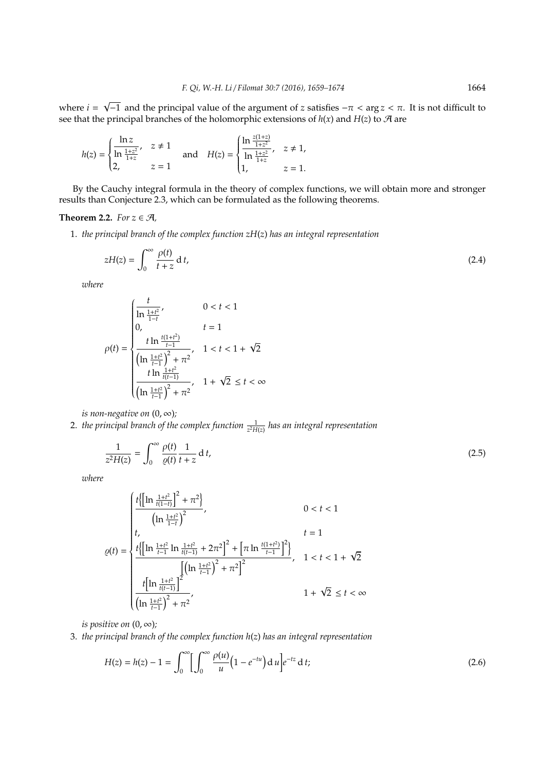where $i = \sqrt{-1}$ and the principal value of the argument of $z$ satisfies $-\pi < \arg z < \pi$. It is not difficult to see that the principal branches of the holomorphic extensions of $h(x)$ and $H(z)$ to $\mathcal{A}$ are

$$h(z) = \begin{cases} \dfrac{\ln z}{\ln \frac{1+z^2}{1+z}}, & z \ne 1 \\ 2, & z = 1 \end{cases} \quad \text{and} \quad H(z) = \begin{cases} \dfrac{\ln \frac{z(1+z)}{1+z^2}}{\ln \frac{1+z^2}{1+z}}, & z \ne 1, \\ 1, & z = 1. \end{cases}$$

By the Cauchy integral formula in the theory of complex functions, we will obtain more and stronger results than Conjecture 2.3, which can be formulated as the following theorems.

**Theorem 2.2.** *For $z \in \mathcal{A}$,*

1. *the principal branch of the complex function $zH(z)$ has an integral representation*

$$zH(z) = \int_0^\infty \frac{\rho(t)}{t+z} \,\mathrm{d}\, t, \tag{2.4}$$

*where*

$$\rho(t) = \begin{cases} \dfrac{t}{\ln \frac{1+t^2}{1-t}}, & 0 < t < 1 \\ 0, & t = 1 \\ \dfrac{t \ln \frac{t(1+t^2)}{t-1}}{\left(\ln \frac{1+t^2}{t-1}\right)^2 + \pi^2}, & 1 < t < 1 + \sqrt{2} \\ \dfrac{t \ln \frac{1+t^2}{t(t-1)}}{\left(\ln \frac{1+t^2}{t-1}\right)^2 + \pi^2}, & 1 + \sqrt{2} \le t < \infty \end{cases}$$

*is non-negative on $(0, \infty)$;*

2. *the principal branch of the complex function $\frac{1}{z^2 H(z)}$ has an integral representation*

$$\frac{1}{z^2 H(z)} = \int_0^\infty \frac{\rho(t)}{\varrho(t)} \frac{1}{t+z} \,\mathrm{d}\, t, \tag{2.5}$$

*where*

$$\varrho(t) = \begin{cases} \dfrac{t\left\{\left[\ln \frac{1+t^2}{t(1-t)}\right]^2 + \pi^2\right\}}{\left(\ln \frac{1+t^2}{1-t}\right)^2}, & 0 < t < 1 \\ t, & t = 1 \\ \dfrac{t\left\{\left[\ln \frac{1+t^2}{t-1} \ln \frac{1+t^2}{t(t-1)} + 2\pi^2\right]^2 + \left[\pi \ln \frac{t(1+t^2)}{t-1}\right]^2\right\}}{\left[\left(\ln \frac{1+t^2}{t-1}\right)^2 + \pi^2\right]^2}, & 1 < t < 1 + \sqrt{2} \\ \dfrac{t\left[\ln \frac{1+t^2}{t(t-1)}\right]^2}{\left(\ln \frac{1+t^2}{t-1}\right)^2 + \pi^2}, & 1 + \sqrt{2} \le t < \infty \end{cases}$$

*is positive on $(0, \infty)$;*

3. *the principal branch of the complex function $h(z)$ has an integral representation*

$$H(z) = h(z) - 1 = \int_0^\infty \left[\int_0^\infty \frac{\rho(u)}{u}\left(1 - e^{-tu}\right) \mathrm{d}\, u\right] e^{-tz} \,\mathrm{d}\, t; \tag{2.6}$$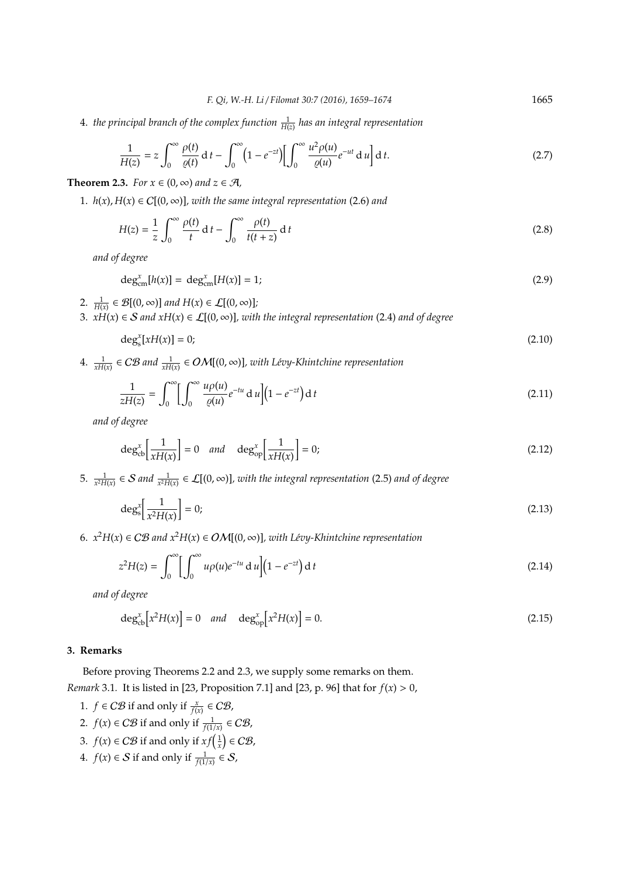4. *the principal branch of the complex function* $\frac{1}{H(z)}$ *has an integral representation*

$$\frac{1}{H(z)} = z\int_0^\infty \frac{\rho(t)}{\varrho(t)}\,\mathrm{d}\,t - \int_0^\infty \left(1-e^{-zt}\right)\left[\int_0^\infty \frac{u^2\rho(u)}{\varrho(u)}e^{-ut}\,\mathrm{d}\,u\right]\mathrm{d}\,t. \tag{2.7}$$

**Theorem 2.3.** *For* $x \in (0,\infty)$ *and* $z \in \mathcal{A}$,

1. $h(x), H(x) \in \mathcal{C}[(0,\infty)]$, *with the same integral representation* (2.6) *and*

$$H(z) = \frac{1}{z}\int_0^\infty \frac{\rho(t)}{t}\,\mathrm{d}\,t - \int_0^\infty \frac{\rho(t)}{t(t+z)}\,\mathrm{d}\,t \tag{2.8}$$

*and of degree*

$$\deg_{\mathrm{cm}}^x[h(x)] = \deg_{\mathrm{cm}}^x[H(x)] = 1; \tag{2.9}$$

2. $\frac{1}{H(x)} \in \mathcal{B}[(0,\infty)]$ *and* $H(x) \in \mathcal{L}[(0,\infty)]$;
3. $xH(x) \in \mathcal{S}$ *and* $xH(x) \in \mathcal{L}[(0,\infty)]$, *with the integral representation* (2.4) *and of degree*

$$\deg_{\mathrm{s}}^x[xH(x)] = 0; \tag{2.10}$$

4. $\frac{1}{xH(x)} \in \mathcal{CB}$ *and* $\frac{1}{xH(x)} \in \mathcal{OM}[(0,\infty)]$, *with Lévy-Khintchine representation*

$$\frac{1}{zH(z)} = \int_0^\infty \left[\int_0^\infty \frac{u\rho(u)}{\varrho(u)}e^{-tu}\,\mathrm{d}\,u\right]\left(1-e^{-zt}\right)\mathrm{d}\,t \tag{2.11}$$

*and of degree*

$$\deg_{\mathrm{cb}}^x\left[\frac{1}{xH(x)}\right] = 0 \quad \text{and} \quad \deg_{\mathrm{op}}^x\left[\frac{1}{xH(x)}\right] = 0; \tag{2.12}$$

5. $\frac{1}{x^2H(x)} \in \mathcal{S}$ *and* $\frac{1}{x^2H(x)} \in \mathcal{L}[(0,\infty)]$, *with the integral representation* (2.5) *and of degree*

$$\deg_{\mathrm{s}}^x\left[\frac{1}{x^2H(x)}\right] = 0; \tag{2.13}$$

6. $x^2H(x) \in \mathcal{CB}$ *and* $x^2H(x) \in \mathcal{OM}[(0,\infty)]$, *with Lévy-Khintchine representation*

$$z^2H(z) = \int_0^\infty \left[\int_0^\infty u\rho(u)e^{-tu}\,\mathrm{d}\,u\right]\left(1-e^{-zt}\right)\mathrm{d}\,t \tag{2.14}$$

*and of degree*

$$\deg_{\mathrm{cb}}^x\left[x^2H(x)\right] = 0 \quad \text{and} \quad \deg_{\mathrm{op}}^x\left[x^2H(x)\right] = 0. \tag{2.15}$$

## 3. Remarks

Before proving Theorems 2.2 and 2.3, we supply some remarks on them.

*Remark* 3.1. It is listed in [23, Proposition 7.1] and [23, p. 96] that for $f(x) > 0$,

1. $f \in \mathcal{CB}$ if and only if $\frac{x}{f(x)} \in \mathcal{CB}$,
2. $f(x) \in \mathcal{CB}$ if and only if $\frac{1}{f(1/x)} \in \mathcal{CB}$,
3. $f(x) \in \mathcal{CB}$ if and only if $xf\left(\frac{1}{x}\right) \in \mathcal{CB}$,
4. $f(x) \in \mathcal{S}$ if and only if $\frac{1}{f(1/x)} \in \mathcal{S}$,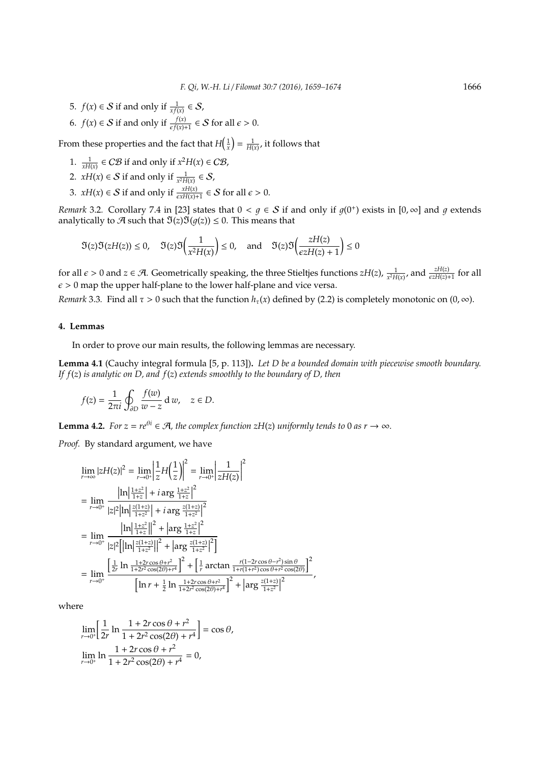5. $f(x) \in \mathcal{S}$ if and only if $\frac{1}{xf(x)} \in \mathcal{S}$,
6. $f(x) \in \mathcal{S}$ if and only if $\frac{f(x)}{\epsilon f(x)+1} \in \mathcal{S}$ for all $\epsilon > 0$.

From these properties and the fact that $H\left(\frac{1}{x}\right) = \frac{1}{H(x)}$, it follows that

1. $\frac{1}{xH(x)} \in \mathcal{CB}$ if and only if $x^2 H(x) \in \mathcal{CB}$,
2. $xH(x) \in \mathcal{S}$ if and only if $\frac{1}{x^2 H(x)} \in \mathcal{S}$,
3. $xH(x) \in \mathcal{S}$ if and only if $\frac{xH(x)}{\epsilon x H(x)+1} \in \mathcal{S}$ for all $\epsilon > 0$.

*Remark* 3.2. Corollary 7.4 in [23] states that $0 < g \in \mathcal{S}$ if and only if $g(0^+)$ exists in $[0, \infty]$ and $g$ extends analytically to $\mathcal{A}$ such that $\Im(z)\Im(g(z)) \le 0$. This means that

$$
\Im(z)\Im(zH(z)) \le 0, \quad \Im(z)\Im\left(\frac{1}{x^2 H(x)}\right) \le 0, \quad \text{and} \quad \Im(z)\Im\left(\frac{zH(z)}{\epsilon z H(z) + 1}\right) \le 0
$$

for all $\epsilon > 0$ and $z \in \mathcal{A}$. Geometrically speaking, the three Stieltjes functions $zH(z)$, $\frac{1}{x^2 H(x)}$, and $\frac{zH(z)}{\epsilon z H(z)+1}$ for all $\epsilon > 0$ map the upper half-plane to the lower half-plane and vice versa.

*Remark* 3.3. Find all $\tau > 0$ such that the function $h_\tau(x)$ defined by (2.2) is completely monotonic on $(0, \infty)$.

## 4. Lemmas

In order to prove our main results, the following lemmas are necessary.

**Lemma 4.1** (Cauchy integral formula [5, p. 113])**.** *Let $D$ be a bounded domain with piecewise smooth boundary. If $f(z)$ is analytic on $D$, and $f(z)$ extends smoothly to the boundary of $D$, then*

$$
f(z) = \frac{1}{2\pi i} \oint_{\partial D} \frac{f(w)}{w - z} \,\mathrm{d}\, w, \quad z \in D.
$$

**Lemma 4.2.** *For $z = re^{\theta i} \in \mathcal{A}$, the complex function $zH(z)$ uniformly tends to $0$ as $r \to \infty$.*

*Proof.* By standard argument, we have

$$
\begin{aligned}
\lim_{r\to\infty} |zH(z)|^2 &= \lim_{r\to 0^+} \left|\frac{1}{z} H\left(\frac{1}{z}\right)\right|^2 = \lim_{r\to 0^+} \left|\frac{1}{zH(z)}\right|^2 \\
&= \lim_{r\to 0^+} \frac{\left|\ln\left|\frac{1+z^2}{1+z}\right| + i \arg \frac{1+z^2}{1+z}\right|^2}{|z|^2 \left|\ln\left|\frac{z(1+z)}{1+z^2}\right| + i \arg \frac{z(1+z)}{1+z^2}\right|^2} \\
&= \lim_{r\to 0^+} \frac{\left|\ln\left|\frac{1+z^2}{1+z}\right|\right|^2 + \left|\arg \frac{1+z^2}{1+z}\right|^2}{|z|^2 \left[\left|\ln\left|\frac{z(1+z)}{1+z^2}\right|\right|^2 + \left|\arg \frac{z(1+z)}{1+z^2}\right|^2\right]} \\
&= \lim_{r\to 0^+} \frac{\left[\frac{1}{2r} \ln \frac{1+2r\cos\theta + r^2}{1+2r^2\cos(2\theta)+r^4}\right]^2 + \left[\frac{1}{r} \arctan \frac{r(1-2r\cos\theta - r^2)\sin\theta}{1+r(1+r^2)\cos\theta + r^2\cos(2\theta)}\right]^2}{\left[\ln r + \frac{1}{2} \ln \frac{1+2r\cos\theta + r^2}{1+2r^2\cos(2\theta)+r^4}\right]^2 + \left|\arg \frac{z(1+z)}{1+z^2}\right|^2},
\end{aligned}
$$

where

$$
\begin{aligned}
&\lim_{r\to 0^+} \left[\frac{1}{2r} \ln \frac{1+2r\cos\theta + r^2}{1+2r^2\cos(2\theta)+r^4}\right] = \cos\theta, \\
&\lim_{r\to 0^+} \ln \frac{1+2r\cos\theta + r^2}{1+2r^2\cos(2\theta)+r^4} = 0,
\end{aligned}
$$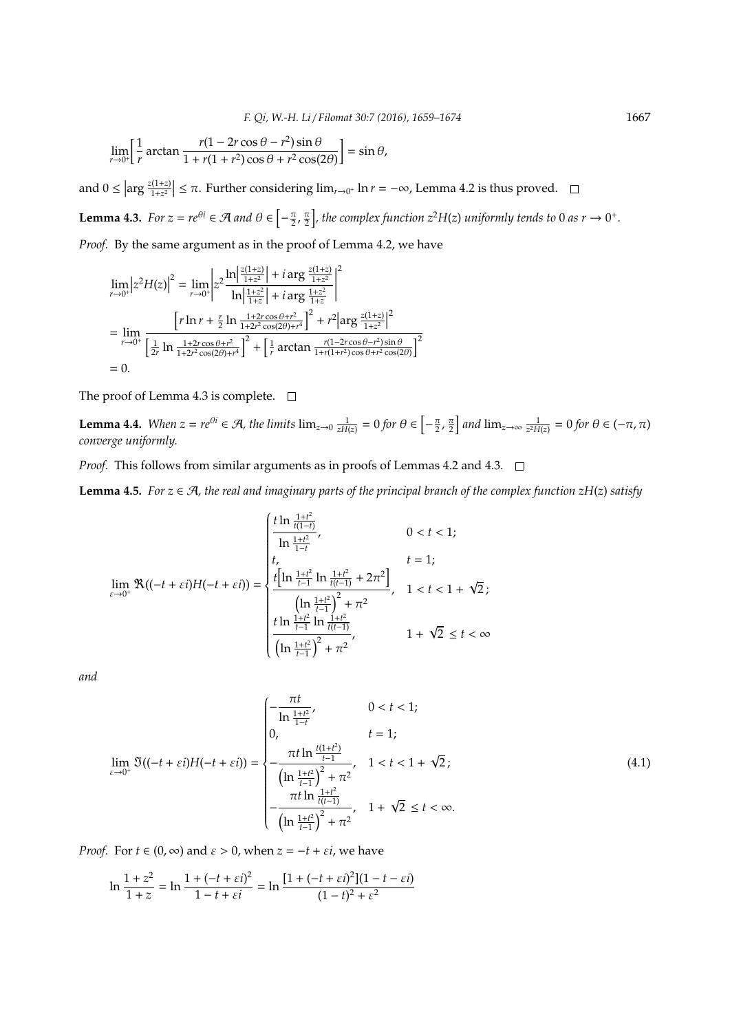$$\lim_{r\to 0^+}\left[\frac{1}{r}\arctan\frac{r(1-2r\cos\theta-r^2)\sin\theta}{1+r(1+r^2)\cos\theta+r^2\cos(2\theta)}\right]=\sin\theta,$$

and $0\le\left|\arg\frac{z(1+z)}{1+z^2}\right|\le\pi$. Further considering $\lim_{r\to 0^+}\ln r=-\infty$, Lemma 4.2 is thus proved. □

**Lemma 4.3.** *For $z=re^{\theta i}\in\mathcal{A}$ and $\theta\in\left[-\frac{\pi}{2},\frac{\pi}{2}\right]$, the complex function $z^2H(z)$ uniformly tends to 0 as $r\to 0^+$.*

*Proof.* By the same argument as in the proof of Lemma 4.2, we have

$$\begin{aligned}
\lim_{r\to 0^+}\left|z^2H(z)\right|^2&=\lim_{r\to 0^+}\left|z^2\frac{\ln\left|\frac{z(1+z)}{1+z^2}\right|+i\arg\frac{z(1+z)}{1+z^2}}{\ln\left|\frac{1+z^2}{1+z}\right|+i\arg\frac{1+z^2}{1+z}}\right|^2\\
&=\lim_{r\to 0^+}\frac{\left[r\ln r+\frac{r}{2}\ln\frac{1+2r\cos\theta+r^2}{1+2r^2\cos(2\theta)+r^4}\right]^2+r^2\left|\arg\frac{z(1+z)}{1+z^2}\right|^2}{\left[\frac{1}{2r}\ln\frac{1+2r\cos\theta+r^2}{1+2r^2\cos(2\theta)+r^4}\right]^2+\left[\frac{1}{r}\arctan\frac{r(1-2r\cos\theta-r^2)\sin\theta}{1+r(1+r^2)\cos\theta+r^2\cos(2\theta)}\right]^2}\\
&=0.
\end{aligned}$$

The proof of Lemma 4.3 is complete. □

**Lemma 4.4.** *When $z=re^{\theta i}\in\mathcal{A}$, the limits $\lim_{z\to 0}\frac{1}{zH(z)}=0$ for $\theta\in\left[-\frac{\pi}{2},\frac{\pi}{2}\right]$ and $\lim_{z\to\infty}\frac{1}{z^2H(z)}=0$ for $\theta\in(-\pi,\pi)$ converge uniformly.*

*Proof.* This follows from similar arguments as in proofs of Lemmas 4.2 and 4.3. □

**Lemma 4.5.** *For $z\in\mathcal{A}$, the real and imaginary parts of the principal branch of the complex function $zH(z)$ satisfy*

$$\lim_{\varepsilon\to 0^+}\Re((-t+\varepsilon i)H(-t+\varepsilon i))=\begin{cases}\dfrac{t\ln\frac{1+t^2}{t(1-t)}}{\ln\frac{1+t^2}{1-t}}, & 0<t<1;\\[2ex] t, & t=1;\\[1ex] \dfrac{t\left[\ln\frac{1+t^2}{t-1}\ln\frac{1+t^2}{t(t-1)}+2\pi^2\right]}{\left(\ln\frac{1+t^2}{t-1}\right)^2+\pi^2}, & 1<t<1+\sqrt{2};\\[3ex] \dfrac{t\ln\frac{1+t^2}{t-1}\ln\frac{1+t^2}{t(t-1)}}{\left(\ln\frac{1+t^2}{t-1}\right)^2+\pi^2}, & 1+\sqrt{2}\le t<\infty\end{cases}$$

*and*

$$\lim_{\varepsilon\to 0^+}\Im((-t+\varepsilon i)H(-t+\varepsilon i))=\begin{cases}-\dfrac{\pi t}{\ln\frac{1+t^2}{1-t}}, & 0<t<1;\\[2ex] 0, & t=1;\\[1ex] -\dfrac{\pi t\ln\frac{t(1+t^2)}{t-1}}{\left(\ln\frac{1+t^2}{t-1}\right)^2+\pi^2}, & 1<t<1+\sqrt{2};\\[3ex] -\dfrac{\pi t\ln\frac{1+t^2}{t(t-1)}}{\left(\ln\frac{1+t^2}{t-1}\right)^2+\pi^2}, & 1+\sqrt{2}\le t<\infty.\end{cases}\tag{4.1}$$

*Proof.* For $t\in(0,\infty)$ and $\varepsilon>0$, when $z=-t+\varepsilon i$, we have

$$\ln\frac{1+z^2}{1+z}=\ln\frac{1+(-t+\varepsilon i)^2}{1-t+\varepsilon i}=\ln\frac{[1+(-t+\varepsilon i)^2](1-t-\varepsilon i)}{(1-t)^2+\varepsilon^2}$$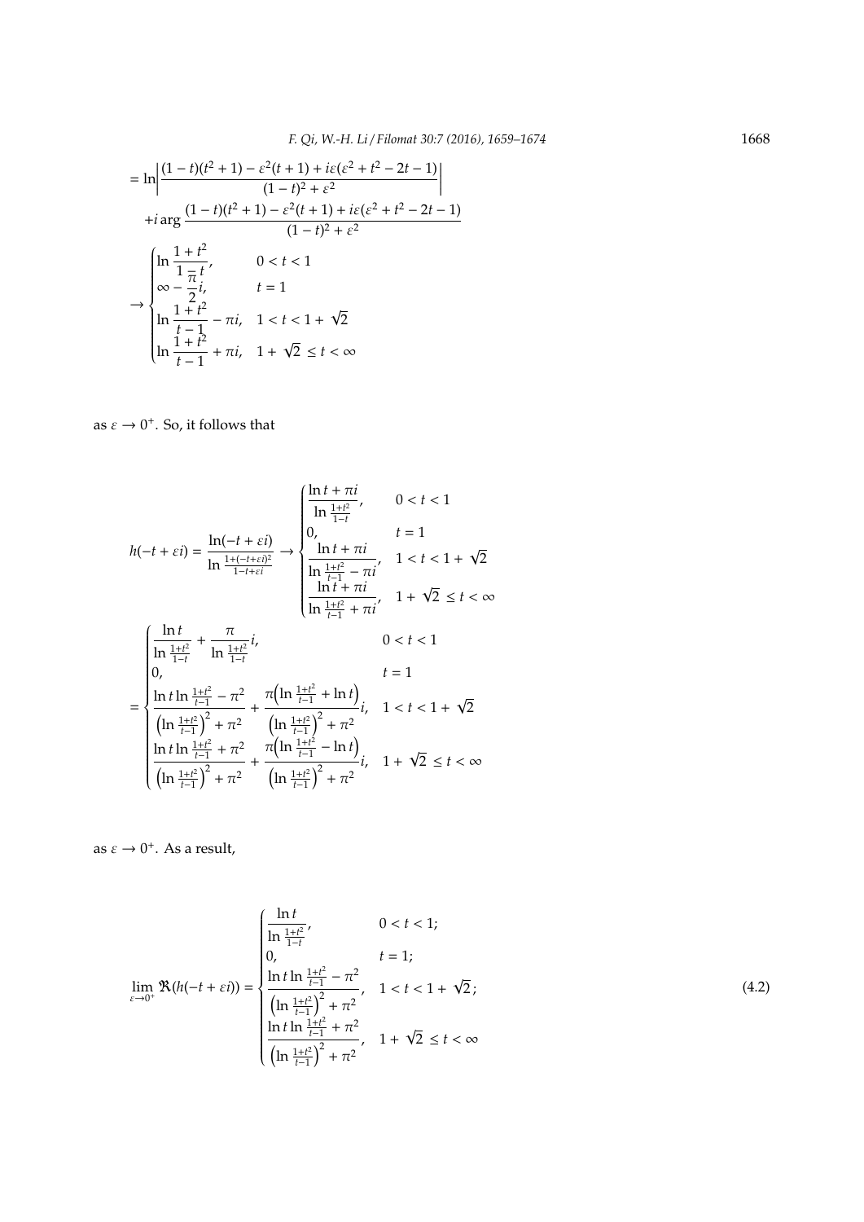$$
= \ln\left|\frac{(1-t)(t^2+1)-\varepsilon^2(t+1)+i\varepsilon(\varepsilon^2+t^2-2t-1)}{(1-t)^2+\varepsilon^2}\right|
$$

$$
+i\arg\frac{(1-t)(t^2+1)-\varepsilon^2(t+1)+i\varepsilon(\varepsilon^2+t^2-2t-1)}{(1-t)^2+\varepsilon^2}
$$

$$
\to
\begin{cases}
\ln\dfrac{1+t^2}{1-t}, & 0<t<1\\
\infty-\dfrac{\pi}{2}i, & t=1\\
\ln\dfrac{1+t^2}{t-1}-\pi i, & 1<t<1+\sqrt{2}\\
\ln\dfrac{1+t^2}{t-1}+\pi i, & 1+\sqrt{2}\le t<\infty
\end{cases}
$$

as $\varepsilon\to0^+$. So, it follows that

$$
h(-t+\varepsilon i)=\frac{\ln(-t+\varepsilon i)}{\ln\frac{1+(-t+\varepsilon i)^2}{1-t+\varepsilon i}}
\to
\begin{cases}
\dfrac{\ln t+\pi i}{\ln\frac{1+t^2}{1-t}}, & 0<t<1\\
0, & t=1\\
\dfrac{\ln t+\pi i}{\ln\frac{1+t^2}{t-1}-\pi i}, & 1<t<1+\sqrt{2}\\
\dfrac{\ln t+\pi i}{\ln\frac{1+t^2}{t-1}+\pi i}, & 1+\sqrt{2}\le t<\infty
\end{cases}
$$

$$
=
\begin{cases}
\dfrac{\ln t}{\ln\frac{1+t^2}{1-t}}+\dfrac{\pi}{\ln\frac{1+t^2}{1-t}}i, & 0<t<1\\
0, & t=1\\
\dfrac{\ln t\ln\frac{1+t^2}{t-1}-\pi^2}{\left(\ln\frac{1+t^2}{t-1}\right)^2+\pi^2}+\dfrac{\pi\left(\ln\frac{1+t^2}{t-1}+\ln t\right)}{\left(\ln\frac{1+t^2}{t-1}\right)^2+\pi^2}i, & 1<t<1+\sqrt{2}\\
\dfrac{\ln t\ln\frac{1+t^2}{t-1}+\pi^2}{\left(\ln\frac{1+t^2}{t-1}\right)^2+\pi^2}+\dfrac{\pi\left(\ln\frac{1+t^2}{t-1}-\ln t\right)}{\left(\ln\frac{1+t^2}{t-1}\right)^2+\pi^2}i, & 1+\sqrt{2}\le t<\infty
\end{cases}
$$

as $\varepsilon\to0^+$. As a result,

$$
\lim_{\varepsilon\to0^+}\Re(h(-t+\varepsilon i))=
\begin{cases}
\dfrac{\ln t}{\ln\frac{1+t^2}{1-t}}, & 0<t<1;\\
0, & t=1;\\
\dfrac{\ln t\ln\frac{1+t^2}{t-1}-\pi^2}{\left(\ln\frac{1+t^2}{t-1}\right)^2+\pi^2}, & 1<t<1+\sqrt{2};\\
\dfrac{\ln t\ln\frac{1+t^2}{t-1}+\pi^2}{\left(\ln\frac{1+t^2}{t-1}\right)^2+\pi^2}, & 1+\sqrt{2}\le t<\infty
\end{cases}
\tag{4.2}
$$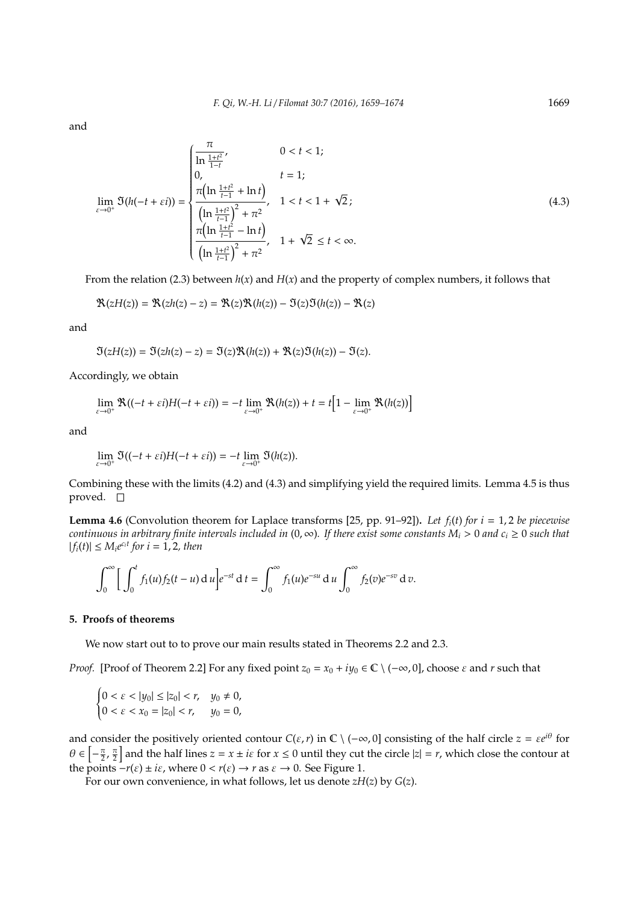and

$$
\lim_{\varepsilon\to0^+}\Im(h(-t+\varepsilon i))=\begin{cases}\dfrac{\pi}{\ln\frac{1+t^2}{1-t}}, & 0<t<1;\\[2mm] 0, & t=1;\\[2mm] \dfrac{\pi\Bigl(\ln\frac{1+t^2}{t-1}+\ln t\Bigr)}{\Bigl(\ln\frac{1+t^2}{t-1}\Bigr)^2+\pi^2}, & 1<t<1+\sqrt{2}\,;\\[2mm] \dfrac{\pi\Bigl(\ln\frac{1+t^2}{t-1}-\ln t\Bigr)}{\Bigl(\ln\frac{1+t^2}{t-1}\Bigr)^2+\pi^2}, & 1+\sqrt{2}\le t<\infty.\end{cases}\tag{4.3}
$$

From the relation (2.3) between $h(x)$ and $H(x)$ and the property of complex numbers, it follows that

$$
\Re(zH(z))=\Re(zh(z)-z)=\Re(z)\Re(h(z))-\Im(z)\Im(h(z))-\Re(z)
$$

and

$$
\Im(zH(z))=\Im(zh(z)-z)=\Im(z)\Re(h(z))+\Re(z)\Im(h(z))-\Im(z).
$$

Accordingly, we obtain

$$
\lim_{\varepsilon\to0^+}\Re((-t+\varepsilon i)H(-t+\varepsilon i))=-t\lim_{\varepsilon\to0^+}\Re(h(z))+t=t\Bigl[1-\lim_{\varepsilon\to0^+}\Re(h(z))\Bigr]
$$

and

$$
\lim_{\varepsilon\to0^+}\Im((-t+\varepsilon i)H(-t+\varepsilon i))=-t\lim_{\varepsilon\to0^+}\Im(h(z)).
$$

Combining these with the limits (4.2) and (4.3) and simplifying yield the required limits. Lemma 4.5 is thus proved. □

**Lemma 4.6** (Convolution theorem for Laplace transforms [25, pp. 91–92])**.** *Let $f_i(t)$ for $i=1,2$ be piecewise continuous in arbitrary finite intervals included in $(0,\infty)$. If there exist some constants $M_i>0$ and $c_i\ge0$ such that $|f_i(t)|\le M_ie^{c_it}$ for $i=1,2$, then*

$$
\int_0^\infty\biggl[\int_0^t f_1(u)f_2(t-u)\,\mathrm{d}\,u\biggr]e^{-st}\,\mathrm{d}\,t=\int_0^\infty f_1(u)e^{-su}\,\mathrm{d}\,u\int_0^\infty f_2(v)e^{-sv}\,\mathrm{d}\,v.
$$

## 5. Proofs of theorems

We now start out to to prove our main results stated in Theorems 2.2 and 2.3.

*Proof.* [Proof of Theorem 2.2] For any fixed point $z_0=x_0+iy_0\in\mathbb{C}\setminus(-\infty,0]$, choose $\varepsilon$ and $r$ such that

$$
\begin{cases}0<\varepsilon<|y_0|\le|z_0|<r, & y_0\ne0,\\ 0<\varepsilon<x_0=|z_0|<r, & y_0=0,\end{cases}
$$

and consider the positively oriented contour $C(\varepsilon,r)$ in $\mathbb{C}\setminus(-\infty,0]$ consisting of the half circle $z=\varepsilon e^{i\theta}$ for $\theta\in\bigl[-\frac{\pi}{2},\frac{\pi}{2}\bigr]$ and the half lines $z=x\pm i\varepsilon$ for $x\le0$ until they cut the circle $|z|=r$, which close the contour at the points $-r(\varepsilon)\pm i\varepsilon$, where $0<r(\varepsilon)\to r$ as $\varepsilon\to0$. See Figure 1.

For our own convenience, in what follows, let us denote $zH(z)$ by $G(z)$.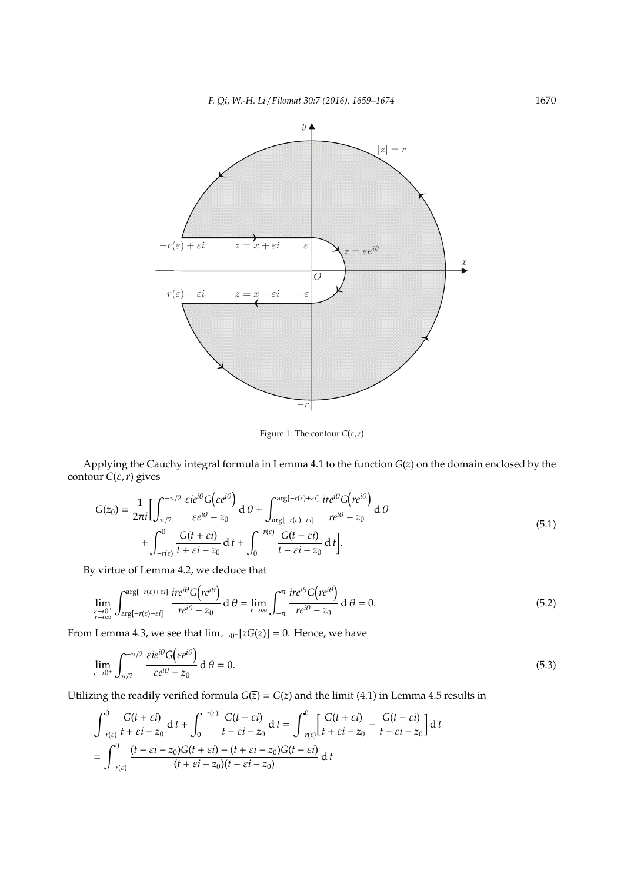Figure 1: The contour $C(\varepsilon, r)$

Applying the Cauchy integral formula in Lemma 4.1 to the function $G(z)$ on the domain enclosed by the contour $C(\varepsilon, r)$ gives

$$
\begin{aligned}
G(z_0) = \frac{1}{2\pi i}\Bigg[&\int_{\pi/2}^{-\pi/2} \frac{\varepsilon i e^{i\theta} G\big(\varepsilon e^{i\theta}\big)}{\varepsilon e^{i\theta} - z_0} \,\mathrm{d}\,\theta + \int_{\arg[-r(\varepsilon)-\varepsilon i]}^{\arg[-r(\varepsilon)+\varepsilon i]} \frac{i r e^{i\theta} G\big(r e^{i\theta}\big)}{r e^{i\theta} - z_0} \,\mathrm{d}\,\theta \\
&+ \int_{-r(\varepsilon)}^{0} \frac{G(t+\varepsilon i)}{t + \varepsilon i - z_0} \,\mathrm{d}\,t + \int_{0}^{-r(\varepsilon)} \frac{G(t-\varepsilon i)}{t - \varepsilon i - z_0} \,\mathrm{d}\,t\Bigg].
\end{aligned}
\tag{5.1}
$$

By virtue of Lemma 4.2, we deduce that

$$
\lim_{\substack{\varepsilon \to 0^+ \\ r \to \infty}} \int_{\arg[-r(\varepsilon)-\varepsilon i]}^{\arg[-r(\varepsilon)+\varepsilon i]} \frac{i r e^{i\theta} G\big(r e^{i\theta}\big)}{r e^{i\theta} - z_0} \,\mathrm{d}\,\theta = \lim_{r \to \infty} \int_{-\pi}^{\pi} \frac{i r e^{i\theta} G\big(r e^{i\theta}\big)}{r e^{i\theta} - z_0} \,\mathrm{d}\,\theta = 0. \tag{5.2}
$$

From Lemma 4.3, we see that $\lim_{z \to 0^+}[zG(z)] = 0$. Hence, we have

$$
\lim_{\varepsilon \to 0^+} \int_{\pi/2}^{-\pi/2} \frac{\varepsilon i e^{i\theta} G\big(\varepsilon e^{i\theta}\big)}{\varepsilon e^{i\theta} - z_0} \,\mathrm{d}\,\theta = 0. \tag{5.3}
$$

Utilizing the readily verified formula $G(\overline{z}) = \overline{G(z)}$ and the limit (4.1) in Lemma 4.5 results in

$$
\begin{aligned}
&\int_{-r(\varepsilon)}^{0} \frac{G(t+\varepsilon i)}{t + \varepsilon i - z_0} \,\mathrm{d}\,t + \int_{0}^{-r(\varepsilon)} \frac{G(t-\varepsilon i)}{t - \varepsilon i - z_0} \,\mathrm{d}\,t = \int_{-r(\varepsilon)}^{0} \bigg[\frac{G(t+\varepsilon i)}{t + \varepsilon i - z_0} - \frac{G(t-\varepsilon i)}{t - \varepsilon i - z_0}\bigg] \mathrm{d}\,t \\
&= \int_{-r(\varepsilon)}^{0} \frac{(t - \varepsilon i - z_0) G(t+\varepsilon i) - (t + \varepsilon i - z_0) G(t - \varepsilon i)}{(t + \varepsilon i - z_0)(t - \varepsilon i - z_0)} \,\mathrm{d}\,t
\end{aligned}
$$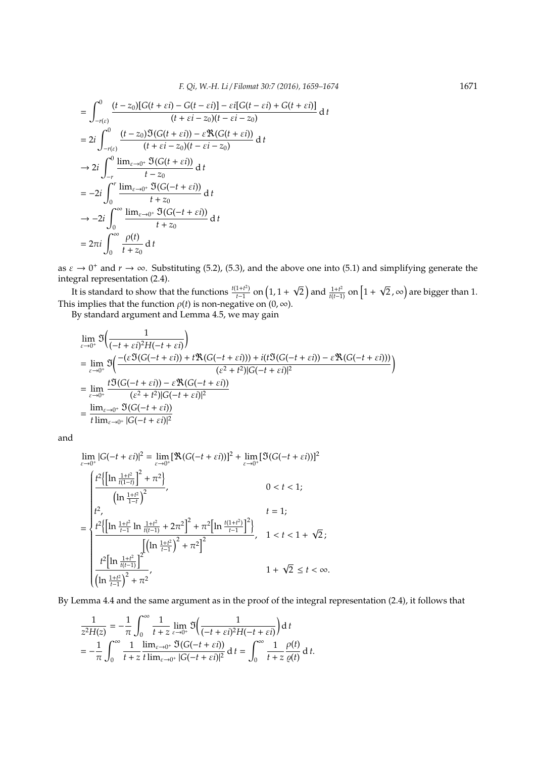$$
\begin{aligned}
&= \int_{-r(\varepsilon)}^{0} \frac{(t-z_0)[G(t+\varepsilon i)-G(t-\varepsilon i)]-\varepsilon i[G(t-\varepsilon i)+G(t+\varepsilon i)]}{(t+\varepsilon i-z_0)(t-\varepsilon i-z_0)} \,\mathrm{d}\, t \\
&= 2i \int_{-r(\varepsilon)}^{0} \frac{(t-z_0)\Im(G(t+\varepsilon i))-\varepsilon\Re(G(t+\varepsilon i))}{(t+\varepsilon i-z_0)(t-\varepsilon i-z_0)} \,\mathrm{d}\, t \\
&\to 2i \int_{-r}^{0} \frac{\lim_{\varepsilon\to 0^+}\Im(G(t+\varepsilon i))}{t-z_0} \,\mathrm{d}\, t \\
&= -2i \int_{0}^{r} \frac{\lim_{\varepsilon\to 0^+}\Im(G(-t+\varepsilon i))}{t+z_0} \,\mathrm{d}\, t \\
&\to -2i \int_{0}^{\infty} \frac{\lim_{\varepsilon\to 0^+}\Im(G(-t+\varepsilon i))}{t+z_0} \,\mathrm{d}\, t \\
&= 2\pi i \int_{0}^{\infty} \frac{\rho(t)}{t+z_0} \,\mathrm{d}\, t
\end{aligned}
$$

as $\varepsilon \to 0^+$ and $r \to \infty$. Substituting (5.2), (5.3), and the above one into (5.1) and simplifying generate the integral representation (2.4).

It is standard to show that the functions $\frac{t(1+t^2)}{t-1}$ on $\left(1, 1+\sqrt{2}\right)$ and $\frac{1+t^2}{t(t-1)}$ on $\left[1+\sqrt{2}, \infty\right)$ are bigger than 1. This implies that the function $\rho(t)$ is non-negative on $(0,\infty)$.

By standard argument and Lemma 4.5, we may gain

$$
\begin{aligned}
&\lim_{\varepsilon\to 0^+} \Im\left(\frac{1}{(-t+\varepsilon i)^2 H(-t+\varepsilon i)}\right) \\
&= \lim_{\varepsilon\to 0^+} \Im\left(\frac{-(\varepsilon\Im(G(-t+\varepsilon i))+t\Re(G(-t+\varepsilon i)))+i(t\Im(G(-t+\varepsilon i))-\varepsilon\Re(G(-t+\varepsilon i)))}{(\varepsilon^2+t^2)|G(-t+\varepsilon i)|^2}\right) \\
&= \lim_{\varepsilon\to 0^+} \frac{t\Im(G(-t+\varepsilon i))-\varepsilon\Re(G(-t+\varepsilon i))}{(\varepsilon^2+t^2)|G(-t+\varepsilon i)|^2} \\
&= \frac{\lim_{\varepsilon\to 0^+}\Im(G(-t+\varepsilon i))}{t\lim_{\varepsilon\to 0^+}|G(-t+\varepsilon i)|^2}
\end{aligned}
$$

and

$$
\begin{aligned}
&\lim_{\varepsilon\to 0^+} |G(-t+\varepsilon i)|^2 = \lim_{\varepsilon\to 0^+} [\Re(G(-t+\varepsilon i))]^2 + \lim_{\varepsilon\to 0^+} [\Im(G(-t+\varepsilon i))]^2 \\
&= \begin{cases}
\dfrac{t^2\left\{\left[\ln\frac{1+t^2}{t(1-t)}\right]^2+\pi^2\right\}}{\left(\ln\frac{1+t^2}{1-t}\right)^2}, & 0<t<1; \\
t^2, & t=1; \\
\dfrac{t^2\left\{\left[\ln\frac{1+t^2}{t-1}\ln\frac{1+t^2}{t(t-1)}+2\pi^2\right]^2+\pi^2\left[\ln\frac{t(1+t^2)}{t-1}\right]^2\right\}}{\left[\left(\ln\frac{1+t^2}{t-1}\right)^2+\pi^2\right]^2}, & 1<t<1+\sqrt{2}; \\
\dfrac{t^2\left[\ln\frac{1+t^2}{t(t-1)}\right]^2}{\left(\ln\frac{1+t^2}{t-1}\right)^2+\pi^2}, & 1+\sqrt{2}\le t<\infty.
\end{cases}
\end{aligned}
$$

By Lemma 4.4 and the same argument as in the proof of the integral representation (2.4), it follows that

$$
\begin{aligned}
\frac{1}{z^2 H(z)} &= -\frac{1}{\pi}\int_0^\infty \frac{1}{t+z}\lim_{\varepsilon\to 0^+}\Im\left(\frac{1}{(-t+\varepsilon i)^2 H(-t+\varepsilon i)}\right) \mathrm{d}\, t \\
&= -\frac{1}{\pi}\int_0^\infty \frac{1}{t+z}\frac{\lim_{\varepsilon\to 0^+}\Im(G(-t+\varepsilon i))}{t\lim_{\varepsilon\to 0^+}|G(-t+\varepsilon i)|^2} \,\mathrm{d}\, t = \int_0^\infty \frac{1}{t+z}\frac{\rho(t)}{\varrho(t)} \,\mathrm{d}\, t.
\end{aligned}
$$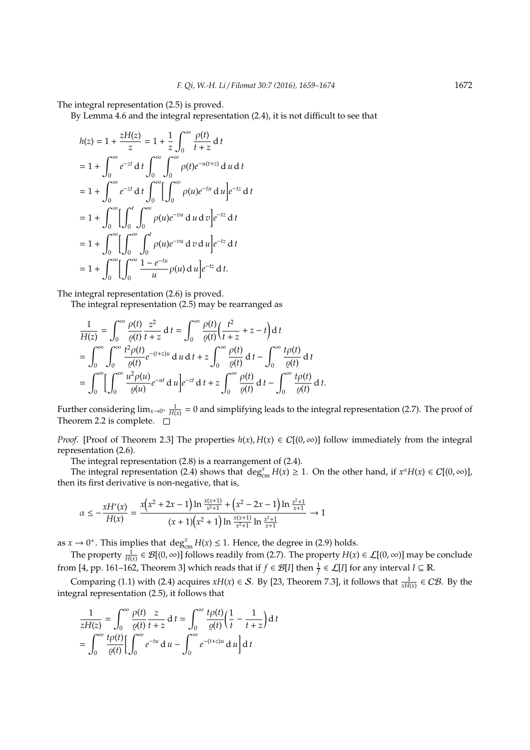The integral representation (2.5) is proved.

By Lemma 4.6 and the integral representation (2.4), it is not difficult to see that

$$
\begin{aligned}
h(z) &= 1 + \frac{zH(z)}{z} = 1 + \frac{1}{z}\int_0^\infty \frac{\rho(t)}{t+z}\,\mathrm{d}\,t \\
&= 1 + \int_0^\infty e^{-zt}\,\mathrm{d}\,t \int_0^\infty \int_0^\infty \rho(t)e^{-u(t+z)}\,\mathrm{d}\,u\,\mathrm{d}\,t \\
&= 1 + \int_0^\infty e^{-zt}\,\mathrm{d}\,t \int_0^\infty \biggl[\int_0^\infty \rho(u)e^{-tu}\,\mathrm{d}\,u\biggr] e^{-tz}\,\mathrm{d}\,t \\
&= 1 + \int_0^\infty \biggl[\int_0^t \int_0^\infty \rho(u)e^{-vu}\,\mathrm{d}\,u\,\mathrm{d}\,v\biggr] e^{-tz}\,\mathrm{d}\,t \\
&= 1 + \int_0^\infty \biggl[\int_0^\infty \int_0^t \rho(u)e^{-vu}\,\mathrm{d}\,v\,\mathrm{d}\,u\biggr] e^{-tz}\,\mathrm{d}\,t \\
&= 1 + \int_0^\infty \biggl[\int_0^\infty \frac{1-e^{-tu}}{u}\rho(u)\,\mathrm{d}\,u\biggr] e^{-tz}\,\mathrm{d}\,t.
\end{aligned}
$$

The integral representation (2.6) is proved.

The integral representation (2.5) may be rearranged as

$$
\begin{aligned}
\frac{1}{H(z)} &= \int_0^\infty \frac{\rho(t)}{\varrho(t)}\frac{z^2}{t+z}\,\mathrm{d}\,t = \int_0^\infty \frac{\rho(t)}{\varrho(t)}\Bigl(\frac{t^2}{t+z} + z - t\Bigr)\mathrm{d}\,t \\
&= \int_0^\infty \int_0^\infty \frac{t^2\rho(t)}{\varrho(t)}e^{-(t+z)u}\,\mathrm{d}\,u\,\mathrm{d}\,t + z\int_0^\infty \frac{\rho(t)}{\varrho(t)}\,\mathrm{d}\,t - \int_0^\infty \frac{t\rho(t)}{\varrho(t)}\,\mathrm{d}\,t \\
&= \int_0^\infty \biggl[\int_0^\infty \frac{u^2\rho(u)}{\varrho(u)}e^{-ut}\,\mathrm{d}\,u\biggr] e^{-zt}\,\mathrm{d}\,t + z\int_0^\infty \frac{\rho(t)}{\varrho(t)}\,\mathrm{d}\,t - \int_0^\infty \frac{t\rho(t)}{\varrho(t)}\,\mathrm{d}\,t.
\end{aligned}
$$

Further considering $\lim_{x\to0^+} \frac{1}{H(x)} = 0$ and simplifying leads to the integral representation (2.7). The proof of Theorem 2.2 is complete. □

*Proof.* [Proof of Theorem 2.3] The properties $h(x), H(x) \in \mathcal{C}[(0,\infty)]$ follow immediately from the integral representation (2.6).

The integral representation (2.8) is a rearrangement of (2.4).

The integral representation (2.4) shows that $\deg_{\mathrm{cm}}^x H(x) \ge 1$. On the other hand, if $x^\alpha H(x) \in \mathcal{C}[(0,\infty)]$, then its first derivative is non-negative, that is,

$$
\alpha \le -\frac{xH'(x)}{H(x)} = \frac{x\bigl(x^2+2x-1\bigr)\ln\frac{x(x+1)}{x^2+1} + \bigl(x^2-2x-1\bigr)\ln\frac{x^2+1}{x+1}}{(x+1)\bigl(x^2+1\bigr)\ln\frac{x(x+1)}{x^2+1}\ln\frac{x^2+1}{x+1}} \to 1
$$

as $x \to 0^+$. This implies that $\deg_{\mathrm{cm}}^x H(x) \le 1$. Hence, the degree in (2.9) holds.

The property $\frac{1}{H(x)} \in \mathcal{B}[(0,\infty)]$ follows readily from (2.7). The property $H(x) \in \mathcal{L}[(0,\infty)]$ may be conclude from [4, pp. 161–162, Theorem 3] which reads that if $f \in \mathcal{B}[I]$ then $\frac{1}{f} \in \mathcal{L}[I]$ for any interval $I \subseteq \mathbb{R}$.

Comparing (1.1) with (2.4) acquires $xH(x) \in \mathcal{S}$. By [23, Theorem 7.3], it follows that $\frac{1}{xH(x)} \in \mathcal{CB}$. By the integral representation (2.5), it follows that

$$
\begin{aligned}
\frac{1}{zH(z)} &= \int_0^\infty \frac{\rho(t)}{\varrho(t)}\frac{z}{t+z}\,\mathrm{d}\,t = \int_0^\infty \frac{t\rho(t)}{\varrho(t)}\Bigl(\frac{1}{t} - \frac{1}{t+z}\Bigr)\mathrm{d}\,t \\
&= \int_0^\infty \frac{t\rho(t)}{\varrho(t)}\biggl[\int_0^\infty e^{-tu}\,\mathrm{d}\,u - \int_0^\infty e^{-(t+z)u}\,\mathrm{d}\,u\biggr]\mathrm{d}\,t
\end{aligned}
$$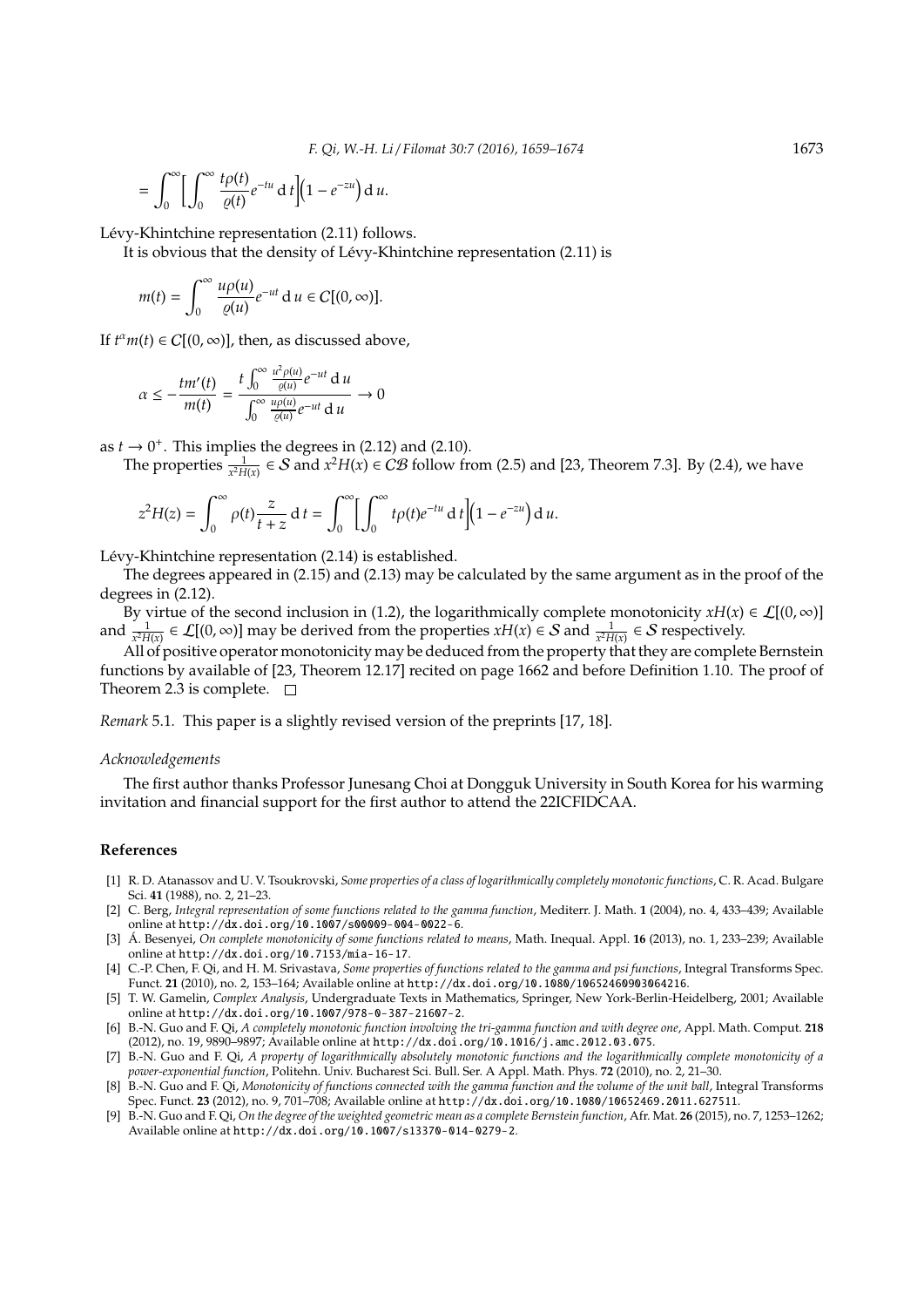$$= \int_0^\infty \Big[\int_0^\infty \frac{t\rho(t)}{\varrho(t)} e^{-tu} \,\mathrm{d}\, t\Big]\Big(1-e^{-zu}\Big) \,\mathrm{d}\, u.$$

Lévy-Khintchine representation (2.11) follows.

It is obvious that the density of Lévy-Khintchine representation (2.11) is

$$m(t) = \int_0^\infty \frac{u\rho(u)}{\varrho(u)} e^{-ut} \,\mathrm{d}\, u \in \mathcal{C}[(0,\infty)].$$

If $t^\alpha m(t) \in \mathcal{C}[(0,\infty)]$, then, as discussed above,

$$\alpha \le -\frac{tm'(t)}{m(t)} = \frac{t\int_0^\infty \frac{u^2\rho(u)}{\varrho(u)} e^{-ut} \,\mathrm{d}\, u}{\int_0^\infty \frac{u\rho(u)}{\varrho(u)} e^{-ut} \,\mathrm{d}\, u} \to 0$$

as $t \to 0^+$. This implies the degrees in (2.12) and (2.10).

The properties $\frac{1}{x^2H(x)} \in \mathcal{S}$ and $x^2H(x) \in \mathcal{CB}$ follow from (2.5) and [23, Theorem 7.3]. By (2.4), we have

$$z^2H(z) = \int_0^\infty \rho(t)\frac{z}{t+z} \,\mathrm{d}\, t = \int_0^\infty \Big[\int_0^\infty t\rho(t)e^{-tu} \,\mathrm{d}\, t\Big]\Big(1-e^{-zu}\Big) \,\mathrm{d}\, u.$$

Lévy-Khintchine representation (2.14) is established.

The degrees appeared in (2.15) and (2.13) may be calculated by the same argument as in the proof of the degrees in (2.12).

By virtue of the second inclusion in (1.2), the logarithmically complete monotonicity $xH(x) \in \mathcal{L}[(0,\infty)]$ and $\frac{1}{x^2H(x)} \in \mathcal{L}[(0,\infty)]$ may be derived from the properties $xH(x) \in \mathcal{S}$ and $\frac{1}{x^2H(x)} \in \mathcal{S}$ respectively.

All of positive operator monotonicity may be deduced from the property that they are complete Bernstein functions by available of [23, Theorem 12.17] recited on page 1662 and before Definition 1.10. The proof of Theorem 2.3 is complete. □

*Remark* 5.1. This paper is a slightly revised version of the preprints [17, 18].

*Acknowledgements*

The first author thanks Professor Junesang Choi at Dongguk University in South Korea for his warming invitation and financial support for the first author to attend the 22ICFIDCAA.

## References

[1] R. D. Atanassov and U. V. Tsoukrovski, *Some properties of a class of logarithmically completely monotonic functions*, C. R. Acad. Bulgare Sci. **41** (1988), no. 2, 21–23.

[2] C. Berg, *Integral representation of some functions related to the gamma function*, Mediterr. J. Math. **1** (2004), no. 4, 433–439; Available online at http://dx.doi.org/10.1007/s00009-004-0022-6.

[3] Á. Besenyei, *On complete monotonicity of some functions related to means*, Math. Inequal. Appl. **16** (2013), no. 1, 233–239; Available online at http://dx.doi.org/10.7153/mia-16-17.

[4] C.-P. Chen, F. Qi, and H. M. Srivastava, *Some properties of functions related to the gamma and psi functions*, Integral Transforms Spec. Funct. **21** (2010), no. 2, 153–164; Available online at http://dx.doi.org/10.1080/10652460903064216.

[5] T. W. Gamelin, *Complex Analysis*, Undergraduate Texts in Mathematics, Springer, New York-Berlin-Heidelberg, 2001; Available online at http://dx.doi.org/10.1007/978-0-387-21607-2.

[6] B.-N. Guo and F. Qi, *A completely monotonic function involving the tri-gamma function and with degree one*, Appl. Math. Comput. **218** (2012), no. 19, 9890–9897; Available online at http://dx.doi.org/10.1016/j.amc.2012.03.075.

[7] B.-N. Guo and F. Qi, *A property of logarithmically absolutely monotonic functions and the logarithmically complete monotonicity of a power-exponential function*, Politehn. Univ. Bucharest Sci. Bull. Ser. A Appl. Math. Phys. **72** (2010), no. 2, 21–30.

[8] B.-N. Guo and F. Qi, *Monotonicity of functions connected with the gamma function and the volume of the unit ball*, Integral Transforms Spec. Funct. **23** (2012), no. 9, 701–708; Available online at http://dx.doi.org/10.1080/10652469.2011.627511.

[9] B.-N. Guo and F. Qi, *On the degree of the weighted geometric mean as a complete Bernstein function*, Afr. Mat. **26** (2015), no. 7, 1253–1262; Available online at http://dx.doi.org/10.1007/s13370-014-0279-2.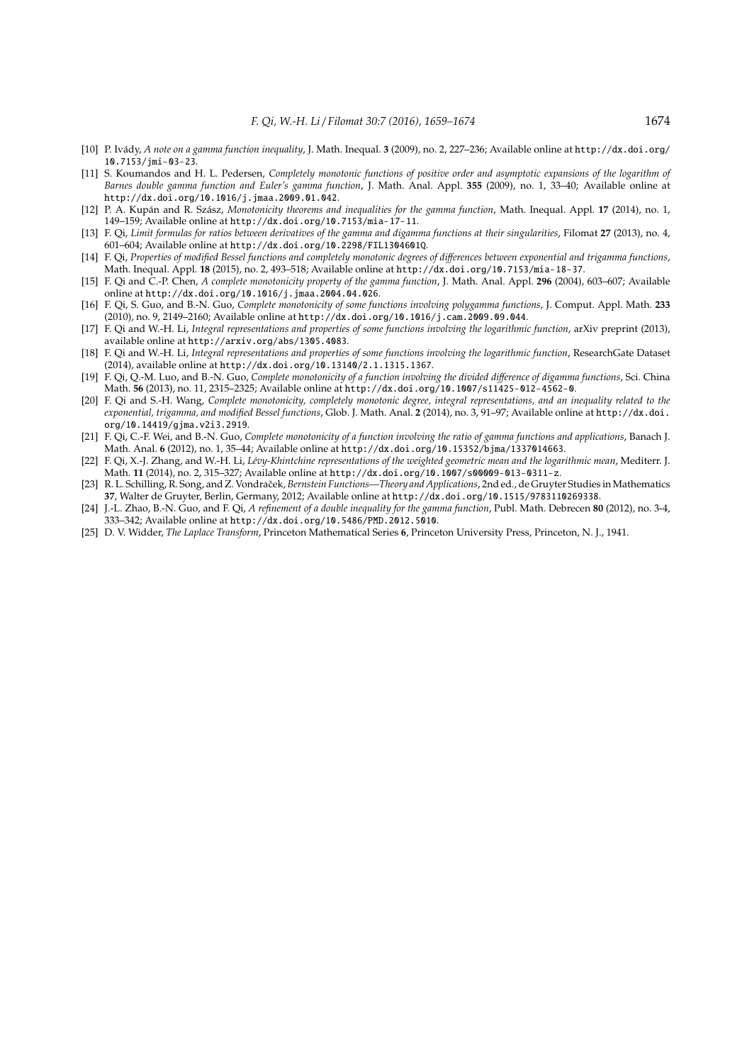[10] P. Ivády, *A note on a gamma function inequality*, J. Math. Inequal. **3** (2009), no. 2, 227–236; Available online at http://dx.doi.org/10.7153/jmi-03-23.

[11] S. Koumandos and H. L. Pedersen, *Completely monotonic functions of positive order and asymptotic expansions of the logarithm of Barnes double gamma function and Euler's gamma function*, J. Math. Anal. Appl. **355** (2009), no. 1, 33–40; Available online at http://dx.doi.org/10.1016/j.jmaa.2009.01.042.

[12] P. A. Kupán and R. Szász, *Monotonicity theorems and inequalities for the gamma function*, Math. Inequal. Appl. **17** (2014), no. 1, 149–159; Available online at http://dx.doi.org/10.7153/mia-17-11.

[13] F. Qi, *Limit formulas for ratios between derivatives of the gamma and digamma functions at their singularities*, Filomat **27** (2013), no. 4, 601–604; Available online at http://dx.doi.org/10.2298/FIL1304601Q.

[14] F. Qi, *Properties of modified Bessel functions and completely monotonic degrees of differences between exponential and trigamma functions*, Math. Inequal. Appl. **18** (2015), no. 2, 493–518; Available online at http://dx.doi.org/10.7153/mia-18-37.

[15] F. Qi and C.-P. Chen, *A complete monotonicity property of the gamma function*, J. Math. Anal. Appl. **296** (2004), 603–607; Available online at http://dx.doi.org/10.1016/j.jmaa.2004.04.026.

[16] F. Qi, S. Guo, and B.-N. Guo, *Complete monotonicity of some functions involving polygamma functions*, J. Comput. Appl. Math. **233** (2010), no. 9, 2149–2160; Available online at http://dx.doi.org/10.1016/j.cam.2009.09.044.

[17] F. Qi and W.-H. Li, *Integral representations and properties of some functions involving the logarithmic function*, arXiv preprint (2013), available online at http://arxiv.org/abs/1305.4083.

[18] F. Qi and W.-H. Li, *Integral representations and properties of some functions involving the logarithmic function*, ResearchGate Dataset (2014), available online at http://dx.doi.org/10.13140/2.1.1315.1367.

[19] F. Qi, Q.-M. Luo, and B.-N. Guo, *Complete monotonicity of a function involving the divided difference of digamma functions*, Sci. China Math. **56** (2013), no. 11, 2315–2325; Available online at http://dx.doi.org/10.1007/s11425-012-4562-0.

[20] F. Qi and S.-H. Wang, *Complete monotonicity, completely monotonic degree, integral representations, and an inequality related to the exponential, trigamma, and modified Bessel functions*, Glob. J. Math. Anal. **2** (2014), no. 3, 91–97; Available online at http://dx.doi.org/10.14419/gjma.v2i3.2919.

[21] F. Qi, C.-F. Wei, and B.-N. Guo, *Complete monotonicity of a function involving the ratio of gamma functions and applications*, Banach J. Math. Anal. **6** (2012), no. 1, 35–44; Available online at http://dx.doi.org/10.15352/bjma/1337014663.

[22] F. Qi, X.-J. Zhang, and W.-H. Li, *Lévy-Khintchine representations of the weighted geometric mean and the logarithmic mean*, Mediterr. J. Math. **11** (2014), no. 2, 315–327; Available online at http://dx.doi.org/10.1007/s00009-013-0311-z.

[23] R. L. Schilling, R. Song, and Z. Vondraček, *Bernstein Functions—Theory and Applications*, 2nd ed., de Gruyter Studies in Mathematics **37**, Walter de Gruyter, Berlin, Germany, 2012; Available online at http://dx.doi.org/10.1515/9783110269338.

[24] J.-L. Zhao, B.-N. Guo, and F. Qi, *A refinement of a double inequality for the gamma function*, Publ. Math. Debrecen **80** (2012), no. 3-4, 333–342; Available online at http://dx.doi.org/10.5486/PMD.2012.5010.

[25] D. V. Widder, *The Laplace Transform*, Princeton Mathematical Series **6**, Princeton University Press, Princeton, N. J., 1941.